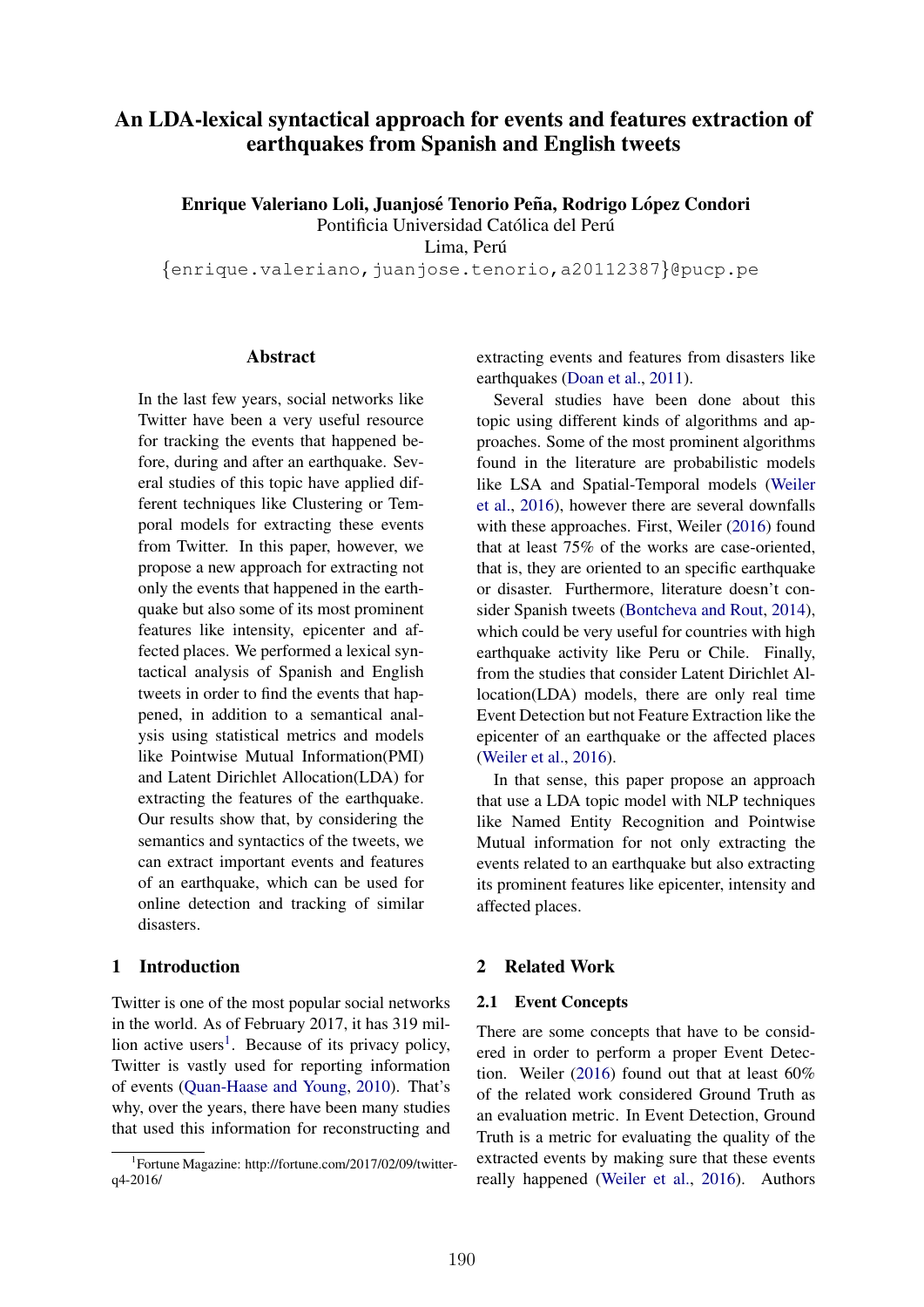# An LDA-lexical syntactical approach for events and features extraction of earthquakes from Spanish and English tweets

**Enrique Valeriano Loli, Juanjosé Tenorio Peña, Rodrigo López Condori**
Pontificia Universidad Católica del Perú
Lima, Perú
{enrique.valeriano,juanjose.tenorio,a20112387}@pucp.pe

## Abstract

In the last few years, social networks like Twitter have been a very useful resource for tracking the events that happened before, during and after an earthquake. Several studies of this topic have applied different techniques like Clustering or Temporal models for extracting these events from Twitter. In this paper, however, we propose a new approach for extracting not only the events that happened in the earthquake but also some of its most prominent features like intensity, epicenter and affected places. We performed a lexical syntactical analysis of Spanish and English tweets in order to find the events that happened, in addition to a semantical analysis using statistical metrics and models like Pointwise Mutual Information(PMI) and Latent Dirichlet Allocation(LDA) for extracting the features of the earthquake. Our results show that, by considering the semantics and syntactics of the tweets, we can extract important events and features of an earthquake, which can be used for online detection and tracking of similar disasters.

## 1 Introduction

Twitter is one of the most popular social networks in the world. As of February 2017, it has 319 million active users[1]. Because of its privacy policy, Twitter is vastly used for reporting information of events (Quan-Haase and Young, 2010). That's why, over the years, there have been many studies that used this information for reconstructing and extracting events and features from disasters like earthquakes (Doan et al., 2011).

Several studies have been done about this topic using different kinds of algorithms and approaches. Some of the most prominent algorithms found in the literature are probabilistic models like LSA and Spatial-Temporal models (Weiler et al., 2016), however there are several downfalls with these approaches. First, Weiler (2016) found that at least 75% of the works are case-oriented, that is, they are oriented to an specific earthquake or disaster. Furthermore, literature doesn't consider Spanish tweets (Bontcheva and Rout, 2014), which could be very useful for countries with high earthquake activity like Peru or Chile. Finally, from the studies that consider Latent Dirichlet Allocation(LDA) models, there are only real time Event Detection but not Feature Extraction like the epicenter of an earthquake or the affected places (Weiler et al., 2016).

In that sense, this paper propose an approach that use a LDA topic model with NLP techniques like Named Entity Recognition and Pointwise Mutual information for not only extracting the events related to an earthquake but also extracting its prominent features like epicenter, intensity and affected places.

## 2 Related Work

### 2.1 Event Concepts

There are some concepts that have to be considered in order to perform a proper Event Detection. Weiler (2016) found out that at least 60% of the related work considered Ground Truth as an evaluation metric. In Event Detection, Ground Truth is a metric for evaluating the quality of the extracted events by making sure that these events really happened (Weiler et al., 2016). Authors

[1] Fortune Magazine: http://fortune.com/2017/02/09/twitter-q4-2016/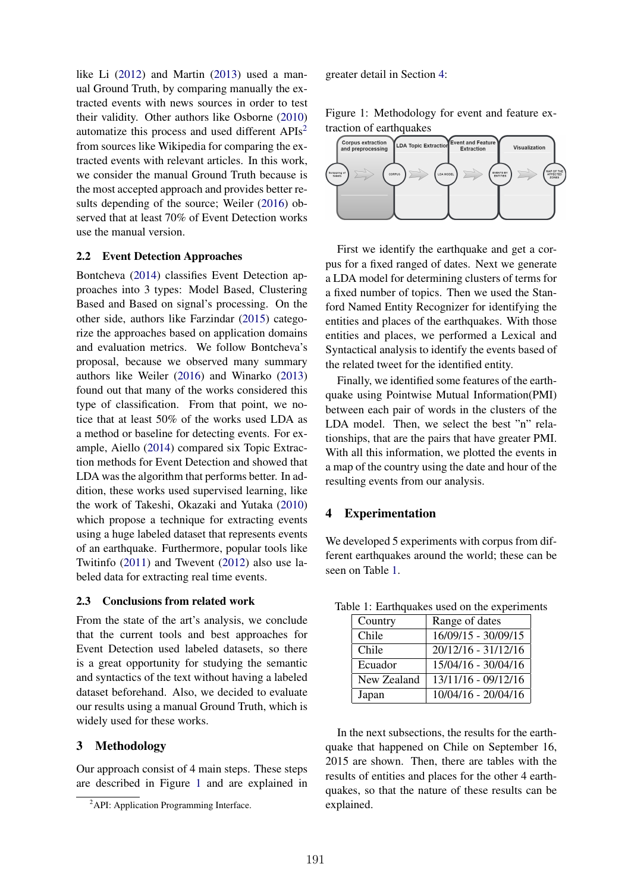like Li (2012) and Martin (2013) used a manual Ground Truth, by comparing manually the extracted events with news sources in order to test their validity. Other authors like Osborne (2010) automatize this process and used different APIs[2] from sources like Wikipedia for comparing the extracted events with relevant articles. In this work, we consider the manual Ground Truth because is the most accepted approach and provides better results depending of the source; Weiler (2016) observed that at least 70% of Event Detection works use the manual version.

### 2.2 Event Detection Approaches

Bontcheva (2014) classifies Event Detection approaches into 3 types: Model Based, Clustering Based and Based on signal's processing. On the other side, authors like Farzindar (2015) categorize the approaches based on application domains and evaluation metrics. We follow Bontcheva's proposal, because we observed many summary authors like Weiler (2016) and Winarko (2013) found out that many of the works considered this type of classification. From that point, we notice that at least 50% of the works used LDA as a method or baseline for detecting events. For example, Aiello (2014) compared six Topic Extraction methods for Event Detection and showed that LDA was the algorithm that performs better. In addition, these works used supervised learning, like the work of Takeshi, Okazaki and Yutaka (2010) which propose a technique for extracting events using a huge labeled dataset that represents events of an earthquake. Furthermore, popular tools like Twitinfo (2011) and Twevent (2012) also use labeled data for extracting real time events.

### 2.3 Conclusions from related work

From the state of the art's analysis, we conclude that the current tools and best approaches for Event Detection used labeled datasets, so there is a great opportunity for studying the semantic and syntactics of the text without having a labeled dataset beforehand. Also, we decided to evaluate our results using a manual Ground Truth, which is widely used for these works.

## 3 Methodology

Our approach consist of 4 main steps. These steps are described in Figure 1 and are explained in greater detail in Section 4:

[2] API: Application Programming Interface.

Figure 1: Methodology for event and feature extraction of earthquakes

First we identify the earthquake and get a corpus for a fixed ranged of dates. Next we generate a LDA model for determining clusters of terms for a fixed number of topics. Then we used the Stanford Named Entity Recognizer for identifying the entities and places of the earthquakes. With those entities and places, we performed a Lexical and Syntactical analysis to identify the events based of the related tweet for the identified entity.

Finally, we identified some features of the earthquake using Pointwise Mutual Information(PMI) between each pair of words in the clusters of the LDA model. Then, we select the best "n" relationships, that are the pairs that have greater PMI. With all this information, we plotted the events in a map of the country using the date and hour of the resulting events from our analysis.

## 4 Experimentation

We developed 5 experiments with corpus from different earthquakes around the world; these can be seen on Table 1.

Table 1: Earthquakes used on the experiments

| Country | Range of dates |
|---|---|
| Chile | 16/09/15 - 30/09/15 |
| Chile | 20/12/16 - 31/12/16 |
| Ecuador | 15/04/16 - 30/04/16 |
| New Zealand | 13/11/16 - 09/12/16 |
| Japan | 10/04/16 - 20/04/16 |

In the next subsections, the results for the earthquake that happened on Chile on September 16, 2015 are shown. Then, there are tables with the results of entities and places for the other 4 earthquakes, so that the nature of these results can be explained.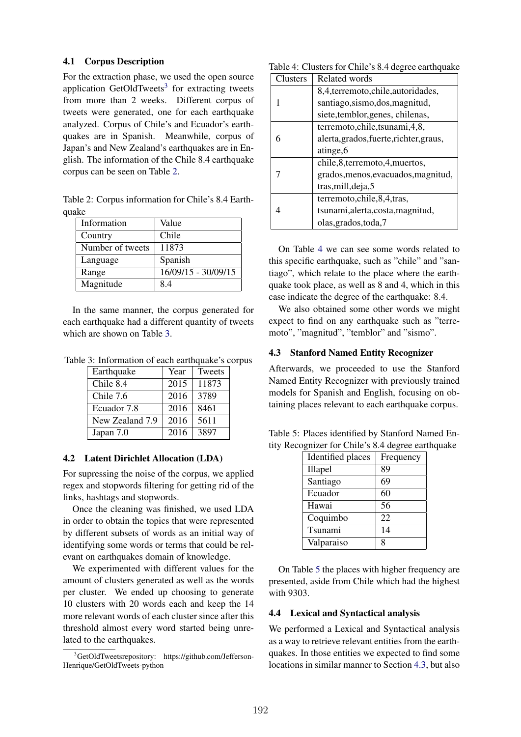### 4.1 Corpus Description

For the extraction phase, we used the open source application GetOldTweets[3] for extracting tweets from more than 2 weeks. Different corpus of tweets were generated, one for each earthquake analyzed. Corpus of Chile's and Ecuador's earthquakes are in Spanish. Meanwhile, corpus of Japan's and New Zealand's earthquakes are in English. The information of the Chile 8.4 earthquake corpus can be seen on Table 2.

Table 2: Corpus information for Chile's 8.4 Earthquake

| Information | Value |
|---|---|
| Country | Chile |
| Number of tweets | 11873 |
| Language | Spanish |
| Range | 16/09/15 - 30/09/15 |
| Magnitude | 8.4 |

In the same manner, the corpus generated for each earthquake had a different quantity of tweets which are shown on Table 3.

Table 3: Information of each earthquake's corpus

| Earthquake | Year | Tweets |
|---|---|---|
| Chile 8.4 | 2015 | 11873 |
| Chile 7.6 | 2016 | 3789 |
| Ecuador 7.8 | 2016 | 8461 |
| New Zealand 7.9 | 2016 | 5611 |
| Japan 7.0 | 2016 | 3897 |

### 4.2 Latent Dirichlet Allocation (LDA)

For supressing the noise of the corpus, we applied regex and stopwords filtering for getting rid of the links, hashtags and stopwords.

Once the cleaning was finished, we used LDA in order to obtain the topics that were represented by different subsets of words as an initial way of identifying some words or terms that could be relevant on earthquakes domain of knowledge.

We experimented with different values for the amount of clusters generated as well as the words per cluster. We ended up choosing to generate 10 clusters with 20 words each and keep the 14 more relevant words of each cluster since after this threshold almost every word started being unrelated to the earthquakes.

[3] GetOldTweetsrepository: https://github.com/Jefferson-Henrique/GetOldTweets-python

Table 4: Clusters for Chile's 8.4 degree earthquake

| Clusters | Related words |
|---|---|
| 1 | 8,4,terremoto,chile,autoridades, santiago,sismo,dos,magnitud, siete,temblor,genes, chilenas, |
| 6 | terremoto,chile,tsunami,4,8, alerta,grados,fuerte,richter,graus, atinge,6 |
| 7 | chile,8,terremoto,4,muertos, grados,menos,evacuados,magnitud, tras,mill,deja,5 |
| 4 | terremoto,chile,8,4,tras, tsunami,alerta,costa,magnitud, olas,grados,toda,7 |

On Table 4 we can see some words related to this specific earthquake, such as "chile" and "santiago", which relate to the place where the earthquake took place, as well as 8 and 4, which in this case indicate the degree of the earthquake: 8.4.

We also obtained some other words we might expect to find on any earthquake such as "terremoto", "magnitud", "temblor" and "sismo".

### 4.3 Stanford Named Entity Recognizer

Afterwards, we proceeded to use the Stanford Named Entity Recognizer with previously trained models for Spanish and English, focusing on obtaining places relevant to each earthquake corpus.

Table 5: Places identified by Stanford Named Entity Recognizer for Chile's 8.4 degree earthquake

| Identified places | Frequency |
|---|---|
| Illapel | 89 |
| Santiago | 69 |
| Ecuador | 60 |
| Hawai | 56 |
| Coquimbo | 22 |
| Tsunami | 14 |
| Valparaiso | 8 |

On Table 5 the places with higher frequency are presented, aside from Chile which had the highest with 9303.

### 4.4 Lexical and Syntactical analysis

We performed a Lexical and Syntactical analysis as a way to retrieve relevant entities from the earthquakes. In those entities we expected to find some locations in similar manner to Section 4.3, but also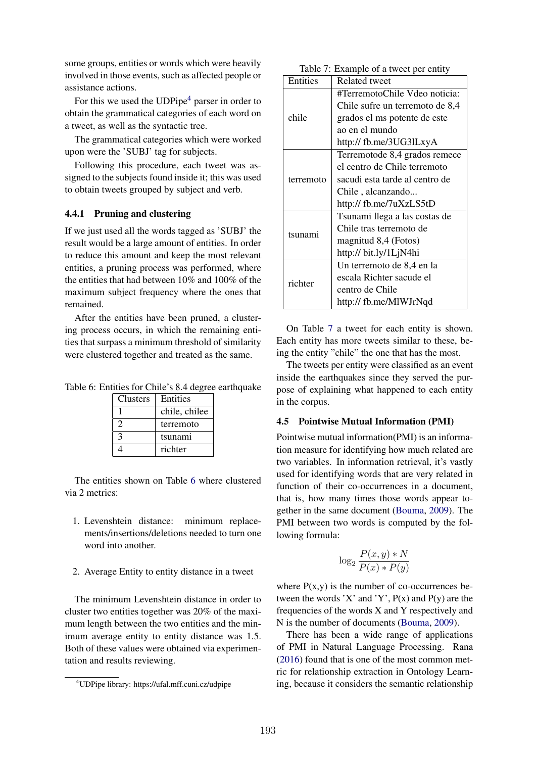some groups, entities or words which were heavily involved in those events, such as affected people or assistance actions.

For this we used the UDPipe[4] parser in order to obtain the grammatical categories of each word on a tweet, as well as the syntactic tree.

The grammatical categories which were worked upon were the 'SUBJ' tag for subjects.

Following this procedure, each tweet was assigned to the subjects found inside it; this was used to obtain tweets grouped by subject and verb.

#### 4.4.1 Pruning and clustering

If we just used all the words tagged as 'SUBJ' the result would be a large amount of entities. In order to reduce this amount and keep the most relevant entities, a pruning process was performed, where the entities that had between 10% and 100% of the maximum subject frequency where the ones that remained.

After the entities have been pruned, a clustering process occurs, in which the remaining entities that surpass a minimum threshold of similarity were clustered together and treated as the same.

Table 6: Entities for Chile's 8.4 degree earthquake

| Clusters | Entities |
|---|---|
| 1 | chile, chilee |
| 2 | terremoto |
| 3 | tsunami |
| 4 | richter |

The entities shown on Table 6 where clustered via 2 metrics:

1. Levenshtein distance: minimum replacements/insertions/deletions needed to turn one word into another.

2. Average Entity to entity distance in a tweet

The minimum Levenshtein distance in order to cluster two entities together was 20% of the maximum length between the two entities and the minimum average entity to entity distance was 1.5. Both of these values were obtained via experimentation and results reviewing.

[4]UDPipe library: https://ufal.mff.cuni.cz/udpipe

Table 7: Example of a tweet per entity

| Entities | Related tweet |
|---|---|
| chile | #TerremotoChile Vdeo noticia: Chile sufre un terremoto de 8,4 grados el ms potente de este ao en el mundo http:// fb.me/3UG3lLxyA |
| terremoto | Terremotode 8,4 grados remece el centro de Chile terremoto sacudi esta tarde al centro de Chile , alcanzando... http:// fb.me/7uXzLS5tD |
| tsunami | Tsunami llega a las costas de Chile tras terremoto de magnitud 8,4 (Fotos) http:// bit.ly/1LjN4hi |
| richter | Un terremoto de 8,4 en la escala Richter sacude el centro de Chile http:// fb.me/MlWJrNqd |

On Table 7 a tweet for each entity is shown. Each entity has more tweets similar to these, being the entity "chile" the one that has the most.

The tweets per entity were classified as an event inside the earthquakes since they served the purpose of explaining what happened to each entity in the corpus.

### 4.5 Pointwise Mutual Information (PMI)

Pointwise mutual information(PMI) is an information measure for identifying how much related are two variables. In information retrieval, it's vastly used for identifying words that are very related in function of their co-occurrences in a document, that is, how many times those words appear together in the same document (Bouma, 2009). The PMI between two words is computed by the following formula:

$$\log_2 \frac{P(x,y) * N}{P(x) * P(y)}$$

where P(x,y) is the number of co-occurrences between the words 'X' and 'Y', P(x) and P(y) are the frequencies of the words X and Y respectively and N is the number of documents (Bouma, 2009).

There has been a wide range of applications of PMI in Natural Language Processing. Rana (2016) found that is one of the most common metric for relationship extraction in Ontology Learning, because it considers the semantic relationship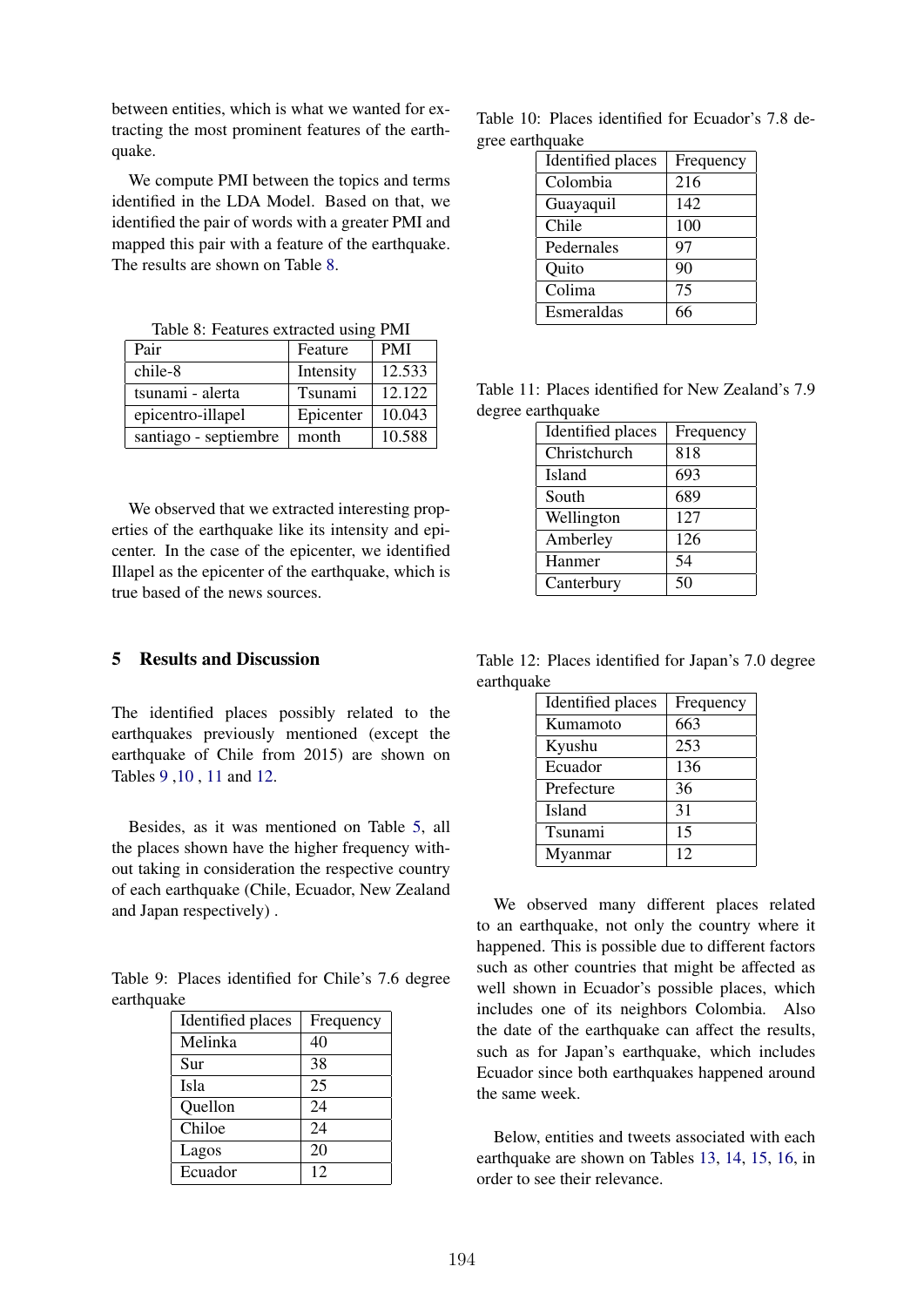between entities, which is what we wanted for extracting the most prominent features of the earthquake.

We compute PMI between the topics and terms identified in the LDA Model. Based on that, we identified the pair of words with a greater PMI and mapped this pair with a feature of the earthquake. The results are shown on Table 8.

Table 8: Features extracted using PMI

| Pair | Feature | PMI |
|---|---|---|
| chile-8 | Intensity | 12.533 |
| tsunami - alerta | Tsunami | 12.122 |
| epicentro-illapel | Epicenter | 10.043 |
| santiago - septiembre | month | 10.588 |

We observed that we extracted interesting properties of the earthquake like its intensity and epicenter. In the case of the epicenter, we identified Illapel as the epicenter of the earthquake, which is true based of the news sources.

## 5 Results and Discussion

The identified places possibly related to the earthquakes previously mentioned (except the earthquake of Chile from 2015) are shown on Tables 9 ,10 , 11 and 12.

Besides, as it was mentioned on Table 5, all the places shown have the higher frequency without taking in consideration the respective country of each earthquake (Chile, Ecuador, New Zealand and Japan respectively) .

Table 9: Places identified for Chile's 7.6 degree earthquake

| Identified places | Frequency |
|---|---|
| Melinka | 40 |
| Sur | 38 |
| Isla | 25 |
| Quellon | 24 |
| Chiloe | 24 |
| Lagos | 20 |
| Ecuador | 12 |

Table 10: Places identified for Ecuador's 7.8 degree earthquake

| Identified places | Frequency |
|---|---|
| Colombia | 216 |
| Guayaquil | 142 |
| Chile | 100 |
| Pedernales | 97 |
| Quito | 90 |
| Colima | 75 |
| Esmeraldas | 66 |

Table 11: Places identified for New Zealand's 7.9 degree earthquake

| Identified places | Frequency |
|---|---|
| Christchurch | 818 |
| Island | 693 |
| South | 689 |
| Wellington | 127 |
| Amberley | 126 |
| Hanmer | 54 |
| Canterbury | 50 |

Table 12: Places identified for Japan's 7.0 degree earthquake

| Identified places | Frequency |
|---|---|
| Kumamoto | 663 |
| Kyushu | 253 |
| Ecuador | 136 |
| Prefecture | 36 |
| Island | 31 |
| Tsunami | 15 |
| Myanmar | 12 |

We observed many different places related to an earthquake, not only the country where it happened. This is possible due to different factors such as other countries that might be affected as well shown in Ecuador's possible places, which includes one of its neighbors Colombia. Also the date of the earthquake can affect the results, such as for Japan's earthquake, which includes Ecuador since both earthquakes happened around the same week.

Below, entities and tweets associated with each earthquake are shown on Tables 13, 14, 15, 16, in order to see their relevance.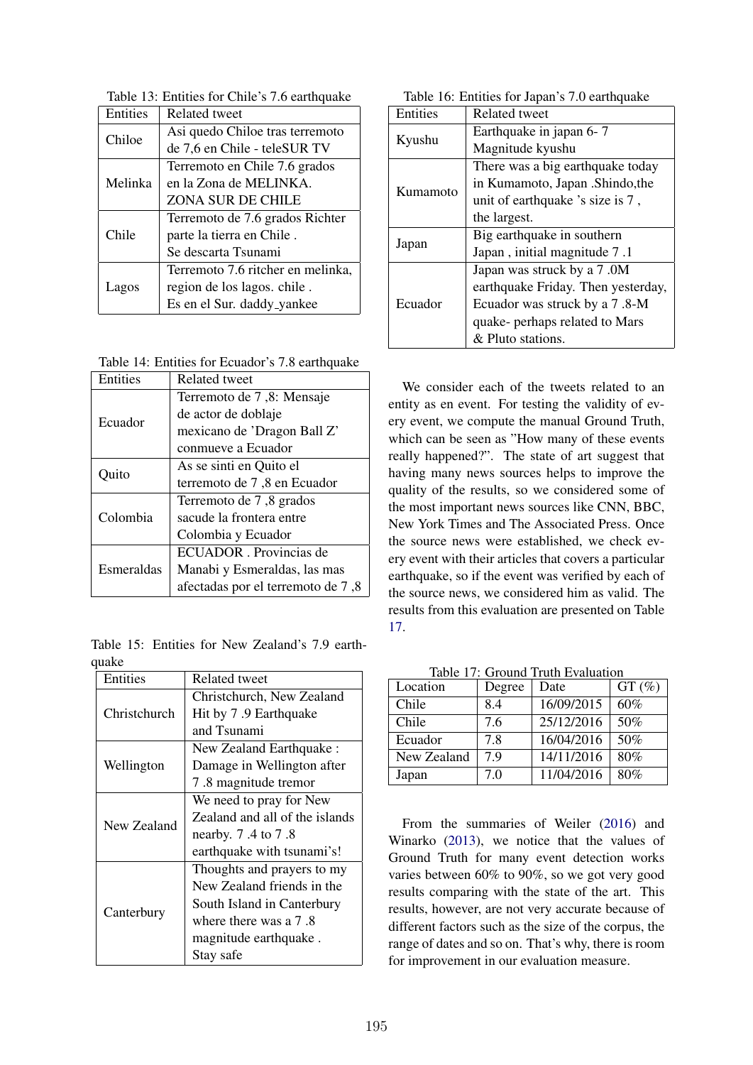Table 13: Entities for Chile's 7.6 earthquake

| Entities | Related tweet |
|---|---|
| Chiloe | Asi quedo Chiloe tras terremoto de 7,6 en Chile - teleSUR TV |
| Melinka | Terremoto en Chile 7.6 grados en la Zona de MELINKA. ZONA SUR DE CHILE |
| Chile | Terremoto de 7.6 grados Richter parte la tierra en Chile . Se descarta Tsunami |
| Lagos | Terremoto 7.6 ritcher en melinka, region de los lagos. chile . Es en el Sur. daddy_yankee |

Table 14: Entities for Ecuador's 7.8 earthquake

| Entities | Related tweet |
|---|---|
| Ecuador | Terremoto de 7 ,8: Mensaje de actor de doblaje mexicano de 'Dragon Ball Z' conmueve a Ecuador |
| Quito | As se sinti en Quito el terremoto de 7 ,8 en Ecuador |
| Colombia | Terremoto de 7 ,8 grados sacude la frontera entre Colombia y Ecuador |
| Esmeraldas | ECUADOR . Provincias de Manabi y Esmeraldas, las mas afectadas por el terremoto de 7 ,8 |

Table 15: Entities for New Zealand's 7.9 earthquake

| Entities | Related tweet |
|---|---|
| Christchurch | Christchurch, New Zealand Hit by 7 .9 Earthquake and Tsunami |
| Wellington | New Zealand Earthquake : Damage in Wellington after 7 .8 magnitude tremor |
| New Zealand | We need to pray for New Zealand and all of the islands nearby. 7 .4 to 7 .8 earthquake with tsunami's! |
| Canterbury | Thoughts and prayers to my New Zealand friends in the South Island in Canterbury where there was a 7 .8 magnitude earthquake . Stay safe |

Table 16: Entities for Japan's 7.0 earthquake

| Entities | Related tweet |
|---|---|
| Kyushu | Earthquake in japan 6- 7 Magnitude kyushu |
| Kumamoto | There was a big earthquake today in Kumamoto, Japan .Shindo,the unit of earthquake 's size is 7 , the largest. |
| Japan | Big earthquake in southern Japan , initial magnitude 7 .1 |
| Ecuador | Japan was struck by a 7 .0M earthquake Friday. Then yesterday, Ecuador was struck by a 7 .8-M quake- perhaps related to Mars & Pluto stations. |

We consider each of the tweets related to an entity as en event. For testing the validity of every event, we compute the manual Ground Truth, which can be seen as "How many of these events really happened?". The state of art suggest that having many news sources helps to improve the quality of the results, so we considered some of the most important news sources like CNN, BBC, New York Times and The Associated Press. Once the source news were established, we check every event with their articles that covers a particular earthquake, so if the event was verified by each of the source news, we considered him as valid. The results from this evaluation are presented on Table 17.

Table 17: Ground Truth Evaluation

| Location | Degree | Date | GT (%) |
|---|---|---|---|
| Chile | 8.4 | 16/09/2015 | 60% |
| Chile | 7.6 | 25/12/2016 | 50% |
| Ecuador | 7.8 | 16/04/2016 | 50% |
| New Zealand | 7.9 | 14/11/2016 | 80% |
| Japan | 7.0 | 11/04/2016 | 80% |

From the summaries of Weiler (2016) and Winarko (2013), we notice that the values of Ground Truth for many event detection works varies between 60% to 90%, so we got very good results comparing with the state of the art. This results, however, are not very accurate because of different factors such as the size of the corpus, the range of dates and so on. That's why, there is room for improvement in our evaluation measure.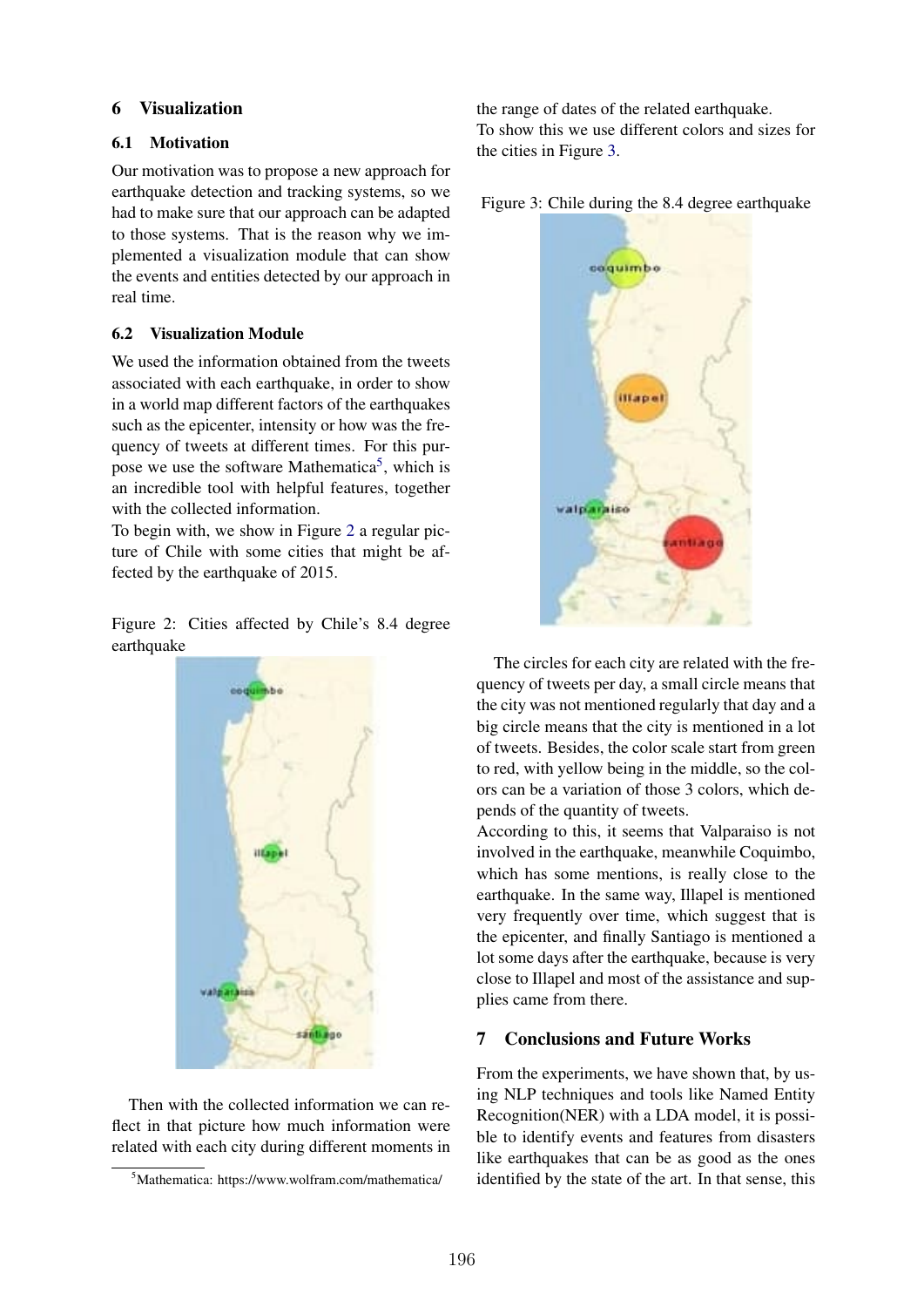## 6 Visualization

### 6.1 Motivation

Our motivation was to propose a new approach for earthquake detection and tracking systems, so we had to make sure that our approach can be adapted to those systems. That is the reason why we implemented a visualization module that can show the events and entities detected by our approach in real time.

### 6.2 Visualization Module

We used the information obtained from the tweets associated with each earthquake, in order to show in a world map different factors of the earthquakes such as the epicenter, intensity or how was the frequency of tweets at different times. For this purpose we use the software Mathematica[5], which is an incredible tool with helpful features, together with the collected information.

To begin with, we show in Figure 2 a regular picture of Chile with some cities that might be affected by the earthquake of 2015.

Figure 2: Cities affected by Chile's 8.4 degree earthquake

Then with the collected information we can reflect in that picture how much information were related with each city during different moments in the range of dates of the related earthquake.

To show this we use different colors and sizes for the cities in Figure 3.

Figure 3: Chile during the 8.4 degree earthquake

The circles for each city are related with the frequency of tweets per day, a small circle means that the city was not mentioned regularly that day and a big circle means that the city is mentioned in a lot of tweets. Besides, the color scale start from green to red, with yellow being in the middle, so the colors can be a variation of those 3 colors, which depends of the quantity of tweets.

According to this, it seems that Valparaiso is not involved in the earthquake, meanwhile Coquimbo, which has some mentions, is really close to the earthquake. In the same way, Illapel is mentioned very frequently over time, which suggest that is the epicenter, and finally Santiago is mentioned a lot some days after the earthquake, because is very close to Illapel and most of the assistance and supplies came from there.

## 7 Conclusions and Future Works

From the experiments, we have shown that, by using NLP techniques and tools like Named Entity Recognition(NER) with a LDA model, it is possible to identify events and features from disasters like earthquakes that can be as good as the ones identified by the state of the art. In that sense, this

[5] Mathematica: https://www.wolfram.com/mathematica/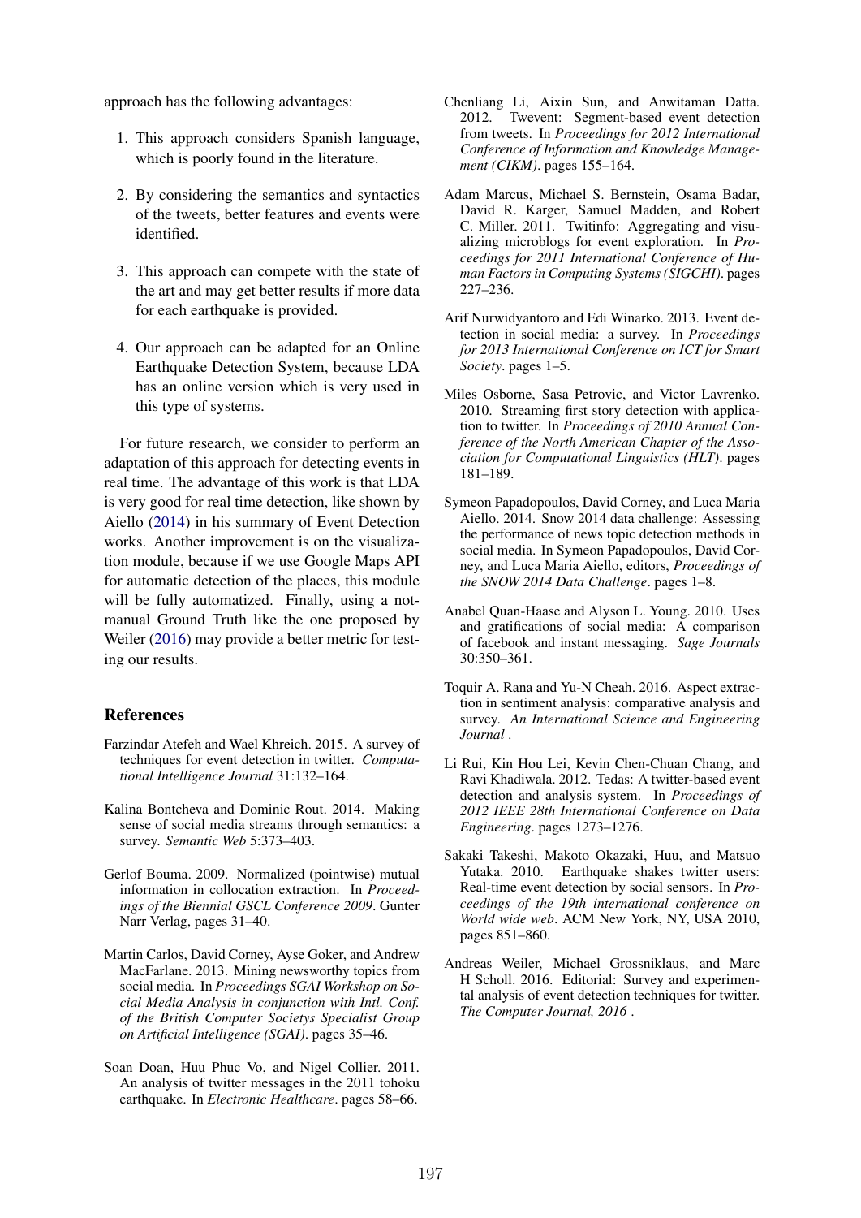approach has the following advantages:

1. This approach considers Spanish language, which is poorly found in the literature.

2. By considering the semantics and syntactics of the tweets, better features and events were identified.

3. This approach can compete with the state of the art and may get better results if more data for each earthquake is provided.

4. Our approach can be adapted for an Online Earthquake Detection System, because LDA has an online version which is very used in this type of systems.

For future research, we consider to perform an adaptation of this approach for detecting events in real time. The advantage of this work is that LDA is very good for real time detection, like shown by Aiello (2014) in his summary of Event Detection works. Another improvement is on the visualization module, because if we use Google Maps API for automatic detection of the places, this module will be fully automatized. Finally, using a not-manual Ground Truth like the one proposed by Weiler (2016) may provide a better metric for testing our results.

## References

Farzindar Atefeh and Wael Khreich. 2015. A survey of techniques for event detection in twitter. *Computational Intelligence Journal* 31:132–164.

Kalina Bontcheva and Dominic Rout. 2014. Making sense of social media streams through semantics: a survey. *Semantic Web* 5:373–403.

Gerlof Bouma. 2009. Normalized (pointwise) mutual information in collocation extraction. In *Proceedings of the Biennial GSCL Conference 2009*. Gunter Narr Verlag, pages 31–40.

Martin Carlos, David Corney, Ayse Goker, and Andrew MacFarlane. 2013. Mining newsworthy topics from social media. In *Proceedings SGAI Workshop on Social Media Analysis in conjunction with Intl. Conf. of the British Computer Societys Specialist Group on Artificial Intelligence (SGAI)*. pages 35–46.

Soan Doan, Huu Phuc Vo, and Nigel Collier. 2011. An analysis of twitter messages in the 2011 tohoku earthquake. In *Electronic Healthcare*. pages 58–66.

Chenliang Li, Aixin Sun, and Anwitaman Datta. 2012. Twevent: Segment-based event detection from tweets. In *Proceedings for 2012 International Conference of Information and Knowledge Management (CIKM)*. pages 155–164.

Adam Marcus, Michael S. Bernstein, Osama Badar, David R. Karger, Samuel Madden, and Robert C. Miller. 2011. Twitinfo: Aggregating and visualizing microblogs for event exploration. In *Proceedings for 2011 International Conference of Human Factors in Computing Systems (SIGCHI)*. pages 227–236.

Arif Nurwidyantoro and Edi Winarko. 2013. Event detection in social media: a survey. In *Proceedings for 2013 International Conference on ICT for Smart Society*. pages 1–5.

Miles Osborne, Sasa Petrovic, and Victor Lavrenko. 2010. Streaming first story detection with application to twitter. In *Proceedings of 2010 Annual Conference of the North American Chapter of the Association for Computational Linguistics (HLT)*. pages 181–189.

Symeon Papadopoulos, David Corney, and Luca Maria Aiello. 2014. Snow 2014 data challenge: Assessing the performance of news topic detection methods in social media. In Symeon Papadopoulos, David Corney, and Luca Maria Aiello, editors, *Proceedings of the SNOW 2014 Data Challenge*. pages 1–8.

Anabel Quan-Haase and Alyson L. Young. 2010. Uses and gratifications of social media: A comparison of facebook and instant messaging. *Sage Journals* 30:350–361.

Toquir A. Rana and Yu-N Cheah. 2016. Aspect extraction in sentiment analysis: comparative analysis and survey. *An International Science and Engineering Journal* .

Li Rui, Kin Hou Lei, Kevin Chen-Chuan Chang, and Ravi Khadiwala. 2012. Tedas: A twitter-based event detection and analysis system. In *Proceedings of 2012 IEEE 28th International Conference on Data Engineering*. pages 1273–1276.

Sakaki Takeshi, Makoto Okazaki, Huu, and Matsuo Yutaka. 2010. Earthquake shakes twitter users: Real-time event detection by social sensors. In *Proceedings of the 19th international conference on World wide web*. ACM New York, NY, USA 2010, pages 851–860.

Andreas Weiler, Michael Grossniklaus, and Marc H Scholl. 2016. Editorial: Survey and experimental analysis of event detection techniques for twitter. *The Computer Journal, 2016* .